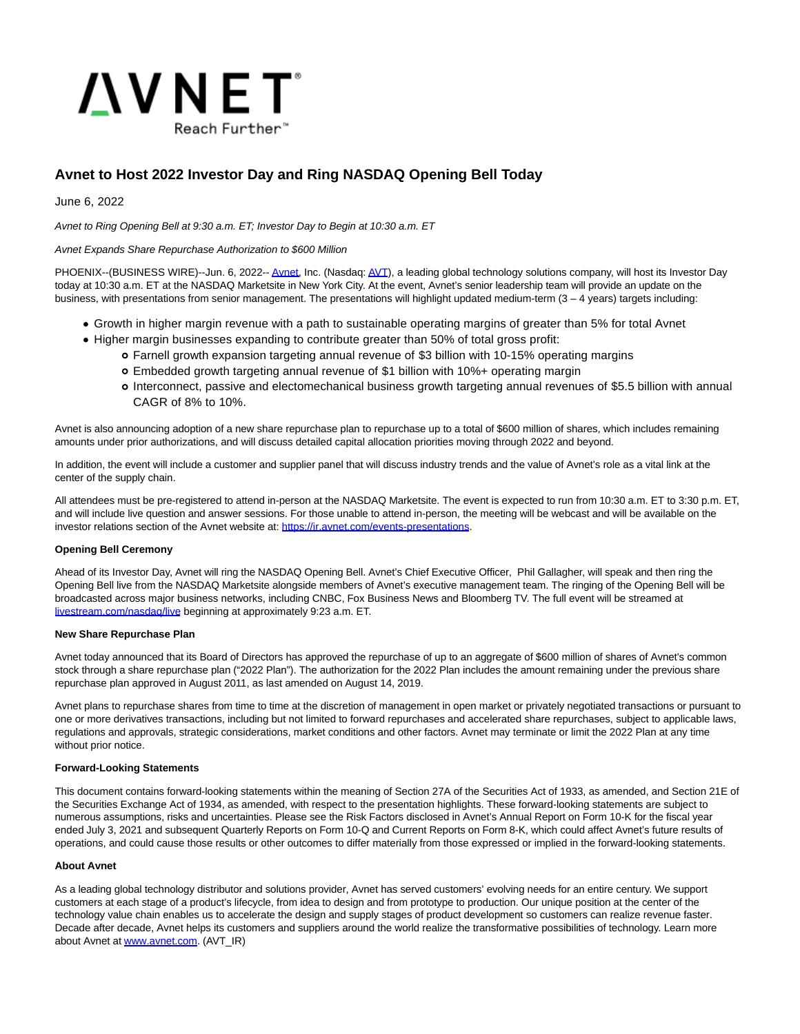# Avnet to Host 2022 Investor Day and Ring NASDAQ Opening Bell Today

June 6, 2022

*Avnet to Ring Opening Bell at 9:30 a.m. ET; Investor Day to Begin at 10:30 a.m. ET*

*Avnet Expands Share Repurchase Authorization to $600 Million*

PHOENIX--(BUSINESS WIRE)--Jun. 6, 2022-- Avnet, Inc. (Nasdaq: AVT), a leading global technology solutions company, will host its Investor Day today at 10:30 a.m. ET at the NASDAQ Marketsite in New York City. At the event, Avnet's senior leadership team will provide an update on the business, with presentations from senior management. The presentations will highlight updated medium-term (3 – 4 years) targets including:

- Growth in higher margin revenue with a path to sustainable operating margins of greater than 5% for total Avnet
- Higher margin businesses expanding to contribute greater than 50% of total gross profit:
  - Farnell growth expansion targeting annual revenue of $3 billion with 10-15% operating margins
  - Embedded growth targeting annual revenue of $1 billion with 10%+ operating margin
  - Interconnect, passive and electomechanical business growth targeting annual revenues of $5.5 billion with annual CAGR of 8% to 10%.

Avnet is also announcing adoption of a new share repurchase plan to repurchase up to a total of $600 million of shares, which includes remaining amounts under prior authorizations, and will discuss detailed capital allocation priorities moving through 2022 and beyond.

In addition, the event will include a customer and supplier panel that will discuss industry trends and the value of Avnet's role as a vital link at the center of the supply chain.

All attendees must be pre-registered to attend in-person at the NASDAQ Marketsite. The event is expected to run from 10:30 a.m. ET to 3:30 p.m. ET, and will include live question and answer sessions. For those unable to attend in-person, the meeting will be webcast and will be available on the investor relations section of the Avnet website at: https://ir.avnet.com/events-presentations.

**Opening Bell Ceremony**

Ahead of its Investor Day, Avnet will ring the NASDAQ Opening Bell. Avnet's Chief Executive Officer, Phil Gallagher, will speak and then ring the Opening Bell live from the NASDAQ Marketsite alongside members of Avnet's executive management team. The ringing of the Opening Bell will be broadcasted across major business networks, including CNBC, Fox Business News and Bloomberg TV. The full event will be streamed at livestream.com/nasdaq/live beginning at approximately 9:23 a.m. ET.

**New Share Repurchase Plan**

Avnet today announced that its Board of Directors has approved the repurchase of up to an aggregate of $600 million of shares of Avnet's common stock through a share repurchase plan ("2022 Plan"). The authorization for the 2022 Plan includes the amount remaining under the previous share repurchase plan approved in August 2011, as last amended on August 14, 2019.

Avnet plans to repurchase shares from time to time at the discretion of management in open market or privately negotiated transactions or pursuant to one or more derivatives transactions, including but not limited to forward repurchases and accelerated share repurchases, subject to applicable laws, regulations and approvals, strategic considerations, market conditions and other factors. Avnet may terminate or limit the 2022 Plan at any time without prior notice.

**Forward-Looking Statements**

This document contains forward-looking statements within the meaning of Section 27A of the Securities Act of 1933, as amended, and Section 21E of the Securities Exchange Act of 1934, as amended, with respect to the presentation highlights. These forward-looking statements are subject to numerous assumptions, risks and uncertainties. Please see the Risk Factors disclosed in Avnet's Annual Report on Form 10-K for the fiscal year ended July 3, 2021 and subsequent Quarterly Reports on Form 10-Q and Current Reports on Form 8-K, which could affect Avnet's future results of operations, and could cause those results or other outcomes to differ materially from those expressed or implied in the forward-looking statements.

**About Avnet**

As a leading global technology distributor and solutions provider, Avnet has served customers' evolving needs for an entire century. We support customers at each stage of a product's lifecycle, from idea to design and from prototype to production. Our unique position at the center of the technology value chain enables us to accelerate the design and supply stages of product development so customers can realize revenue faster. Decade after decade, Avnet helps its customers and suppliers around the world realize the transformative possibilities of technology. Learn more about Avnet at www.avnet.com. (AVT_IR)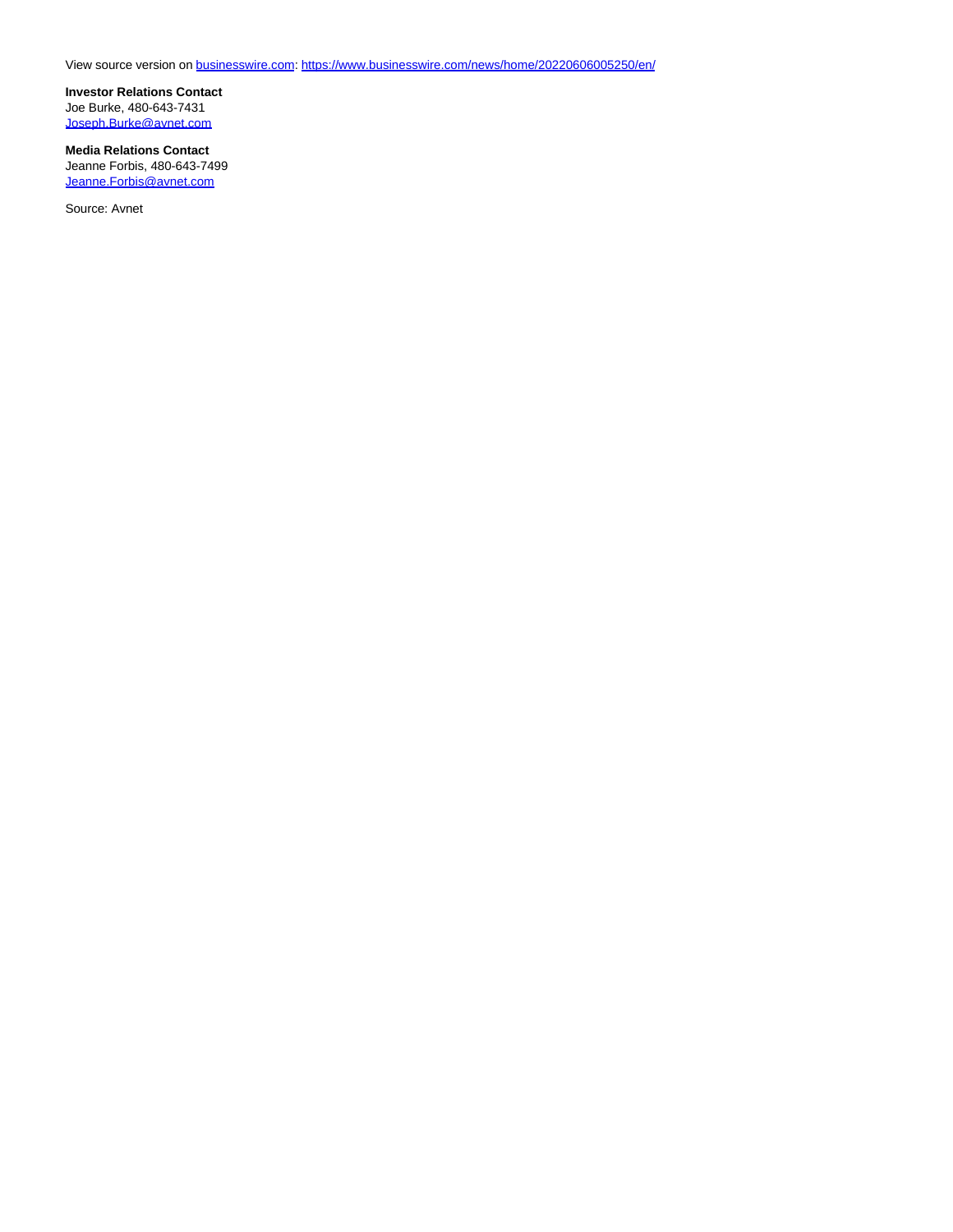View source version on businesswire.com: https://www.businesswire.com/news/home/20220606005250/en/

**Investor Relations Contact**
Joe Burke, 480-643-7431
Joseph.Burke@avnet.com

**Media Relations Contact**
Jeanne Forbis, 480-643-7499
Jeanne.Forbis@avnet.com

Source: Avnet